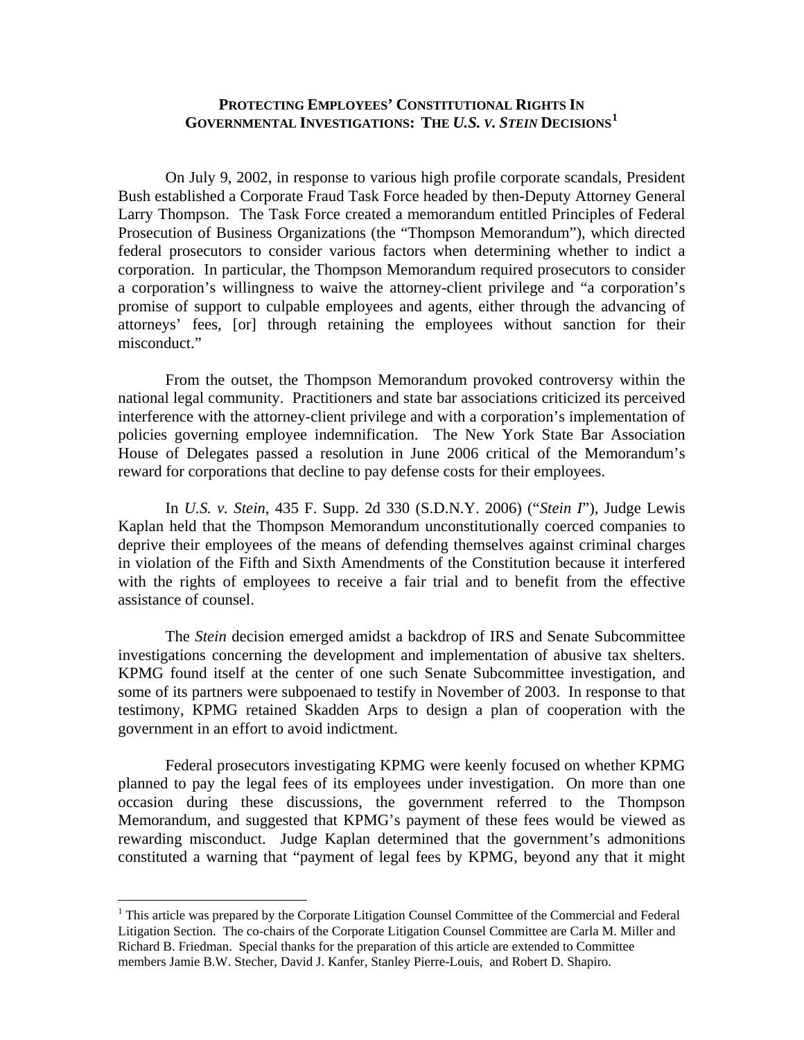# PROTECTING EMPLOYEES' CONSTITUTIONAL RIGHTS IN GOVERNMENTAL INVESTIGATIONS: THE *U.S. v. STEIN* DECISIONS[1]

On July 9, 2002, in response to various high profile corporate scandals, President Bush established a Corporate Fraud Task Force headed by then-Deputy Attorney General Larry Thompson. The Task Force created a memorandum entitled Principles of Federal Prosecution of Business Organizations (the "Thompson Memorandum"), which directed federal prosecutors to consider various factors when determining whether to indict a corporation. In particular, the Thompson Memorandum required prosecutors to consider a corporation's willingness to waive the attorney-client privilege and "a corporation's promise of support to culpable employees and agents, either through the advancing of attorneys' fees, [or] through retaining the employees without sanction for their misconduct."

From the outset, the Thompson Memorandum provoked controversy within the national legal community. Practitioners and state bar associations criticized its perceived interference with the attorney-client privilege and with a corporation's implementation of policies governing employee indemnification. The New York State Bar Association House of Delegates passed a resolution in June 2006 critical of the Memorandum's reward for corporations that decline to pay defense costs for their employees.

In *U.S. v. Stein*, 435 F. Supp. 2d 330 (S.D.N.Y. 2006) ("*Stein I*"), Judge Lewis Kaplan held that the Thompson Memorandum unconstitutionally coerced companies to deprive their employees of the means of defending themselves against criminal charges in violation of the Fifth and Sixth Amendments of the Constitution because it interfered with the rights of employees to receive a fair trial and to benefit from the effective assistance of counsel.

The *Stein* decision emerged amidst a backdrop of IRS and Senate Subcommittee investigations concerning the development and implementation of abusive tax shelters. KPMG found itself at the center of one such Senate Subcommittee investigation, and some of its partners were subpoenaed to testify in November of 2003. In response to that testimony, KPMG retained Skadden Arps to design a plan of cooperation with the government in an effort to avoid indictment.

Federal prosecutors investigating KPMG were keenly focused on whether KPMG planned to pay the legal fees of its employees under investigation. On more than one occasion during these discussions, the government referred to the Thompson Memorandum, and suggested that KPMG's payment of these fees would be viewed as rewarding misconduct. Judge Kaplan determined that the government's admonitions constituted a warning that "payment of legal fees by KPMG, beyond any that it might

---

[1] This article was prepared by the Corporate Litigation Counsel Committee of the Commercial and Federal Litigation Section. The co-chairs of the Corporate Litigation Counsel Committee are Carla M. Miller and Richard B. Friedman. Special thanks for the preparation of this article are extended to Committee members Jamie B.W. Stecher, David J. Kanfer, Stanley Pierre-Louis, and Robert D. Shapiro.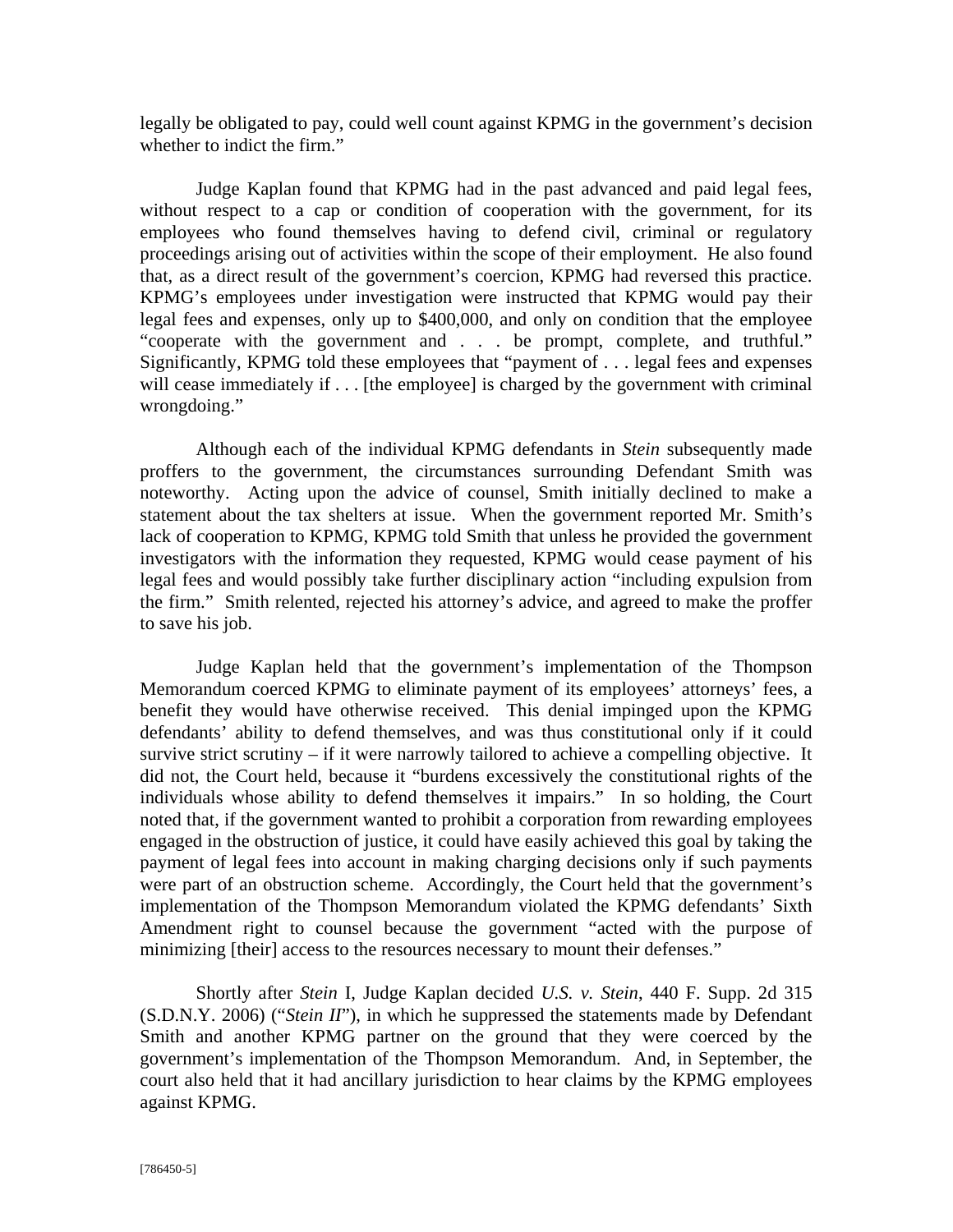legally be obligated to pay, could well count against KPMG in the government's decision whether to indict the firm."

Judge Kaplan found that KPMG had in the past advanced and paid legal fees, without respect to a cap or condition of cooperation with the government, for its employees who found themselves having to defend civil, criminal or regulatory proceedings arising out of activities within the scope of their employment. He also found that, as a direct result of the government's coercion, KPMG had reversed this practice. KPMG's employees under investigation were instructed that KPMG would pay their legal fees and expenses, only up to $400,000, and only on condition that the employee "cooperate with the government and . . . be prompt, complete, and truthful." Significantly, KPMG told these employees that "payment of . . . legal fees and expenses will cease immediately if . . . [the employee] is charged by the government with criminal wrongdoing."

Although each of the individual KPMG defendants in *Stein* subsequently made proffers to the government, the circumstances surrounding Defendant Smith was noteworthy. Acting upon the advice of counsel, Smith initially declined to make a statement about the tax shelters at issue. When the government reported Mr. Smith's lack of cooperation to KPMG, KPMG told Smith that unless he provided the government investigators with the information they requested, KPMG would cease payment of his legal fees and would possibly take further disciplinary action "including expulsion from the firm." Smith relented, rejected his attorney's advice, and agreed to make the proffer to save his job.

Judge Kaplan held that the government's implementation of the Thompson Memorandum coerced KPMG to eliminate payment of its employees' attorneys' fees, a benefit they would have otherwise received. This denial impinged upon the KPMG defendants' ability to defend themselves, and was thus constitutional only if it could survive strict scrutiny – if it were narrowly tailored to achieve a compelling objective. It did not, the Court held, because it "burdens excessively the constitutional rights of the individuals whose ability to defend themselves it impairs." In so holding, the Court noted that, if the government wanted to prohibit a corporation from rewarding employees engaged in the obstruction of justice, it could have easily achieved this goal by taking the payment of legal fees into account in making charging decisions only if such payments were part of an obstruction scheme. Accordingly, the Court held that the government's implementation of the Thompson Memorandum violated the KPMG defendants' Sixth Amendment right to counsel because the government "acted with the purpose of minimizing [their] access to the resources necessary to mount their defenses."

Shortly after *Stein* I, Judge Kaplan decided *U.S. v. Stein*, 440 F. Supp. 2d 315 (S.D.N.Y. 2006) ("*Stein II*"), in which he suppressed the statements made by Defendant Smith and another KPMG partner on the ground that they were coerced by the government's implementation of the Thompson Memorandum. And, in September, the court also held that it had ancillary jurisdiction to hear claims by the KPMG employees against KPMG.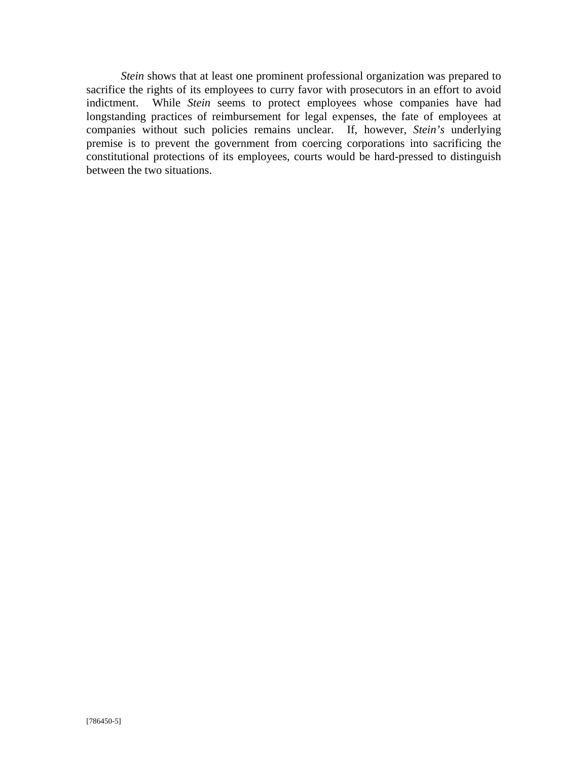*Stein* shows that at least one prominent professional organization was prepared to sacrifice the rights of its employees to curry favor with prosecutors in an effort to avoid indictment. While *Stein* seems to protect employees whose companies have had longstanding practices of reimbursement for legal expenses, the fate of employees at companies without such policies remains unclear. If, however, *Stein's* underlying premise is to prevent the government from coercing corporations into sacrificing the constitutional protections of its employees, courts would be hard-pressed to distinguish between the two situations.